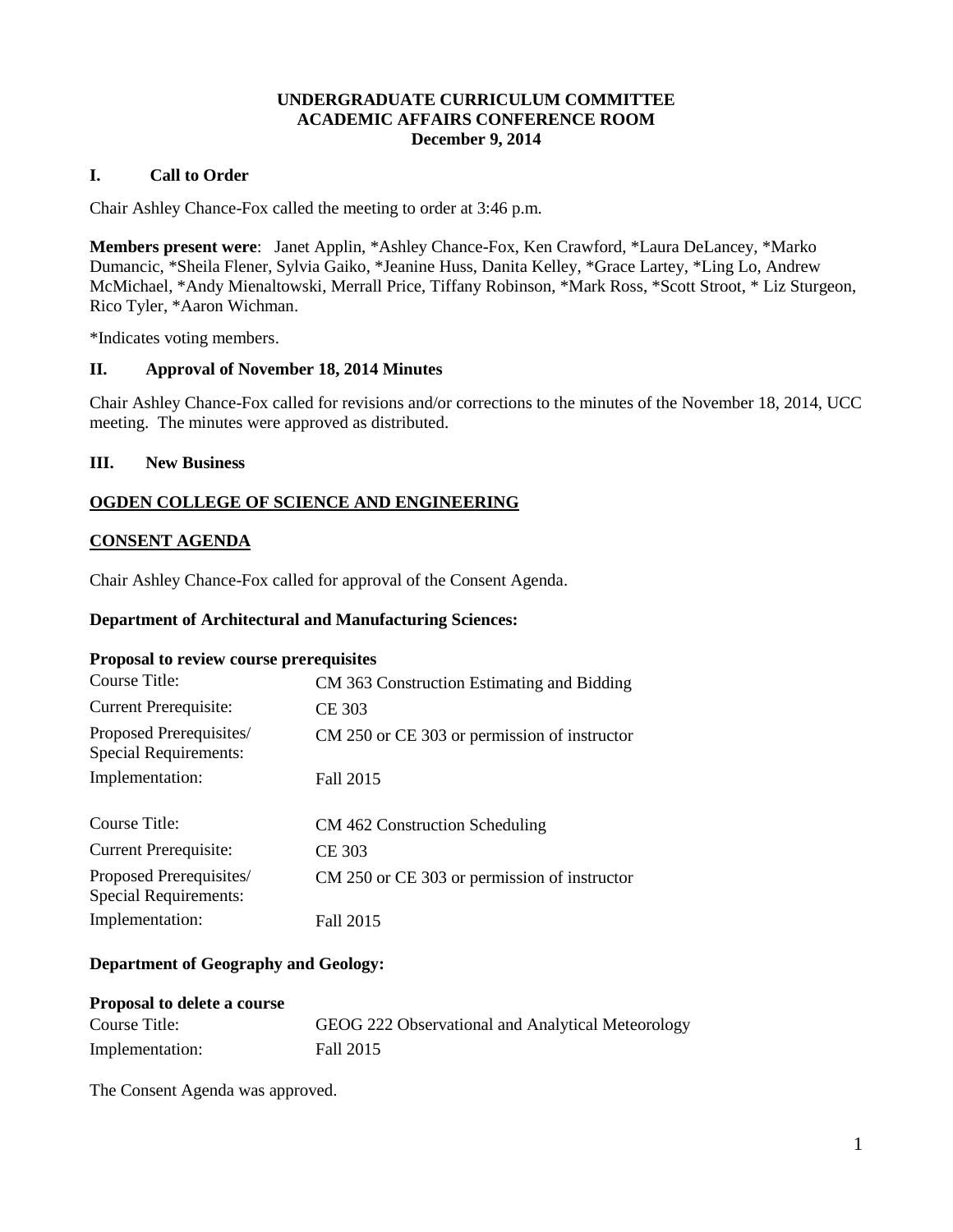**UNDERGRADUATE CURRICULUM COMMITTEE**
**ACADEMIC AFFAIRS CONFERENCE ROOM**
**December 9, 2014**

## I. Call to Order

Chair Ashley Chance-Fox called the meeting to order at 3:46 p.m.

**Members present were**: Janet Applin, *Ashley Chance-Fox, Ken Crawford, *Laura DeLancey, *Marko Dumancic, *Sheila Flener, Sylvia Gaiko, *Jeanine Huss, Danita Kelley, *Grace Lartey, *Ling Lo, Andrew McMichael, *Andy Mienaltowski, Merrall Price, Tiffany Robinson, *Mark Ross, *Scott Stroot, * Liz Sturgeon, Rico Tyler, *Aaron Wichman.

*Indicates voting members.

## II. Approval of November 18, 2014 Minutes

Chair Ashley Chance-Fox called for revisions and/or corrections to the minutes of the November 18, 2014, UCC meeting. The minutes were approved as distributed.

## III. New Business

**OGDEN COLLEGE OF SCIENCE AND ENGINEERING**

**CONSENT AGENDA**

Chair Ashley Chance-Fox called for approval of the Consent Agenda.

**Department of Architectural and Manufacturing Sciences:**

**Proposal to review course prerequisites**

| | |
|---|---|
| Course Title: | CM 363 Construction Estimating and Bidding |
| Current Prerequisite: | CE 303 |
| Proposed Prerequisites/ Special Requirements: | CM 250 or CE 303 or permission of instructor |
| Implementation: | Fall 2015 |

| | |
|---|---|
| Course Title: | CM 462 Construction Scheduling |
| Current Prerequisite: | CE 303 |
| Proposed Prerequisites/ Special Requirements: | CM 250 or CE 303 or permission of instructor |
| Implementation: | Fall 2015 |

**Department of Geography and Geology:**

**Proposal to delete a course**

| | |
|---|---|
| Course Title: | GEOG 222 Observational and Analytical Meteorology |
| Implementation: | Fall 2015 |

The Consent Agenda was approved.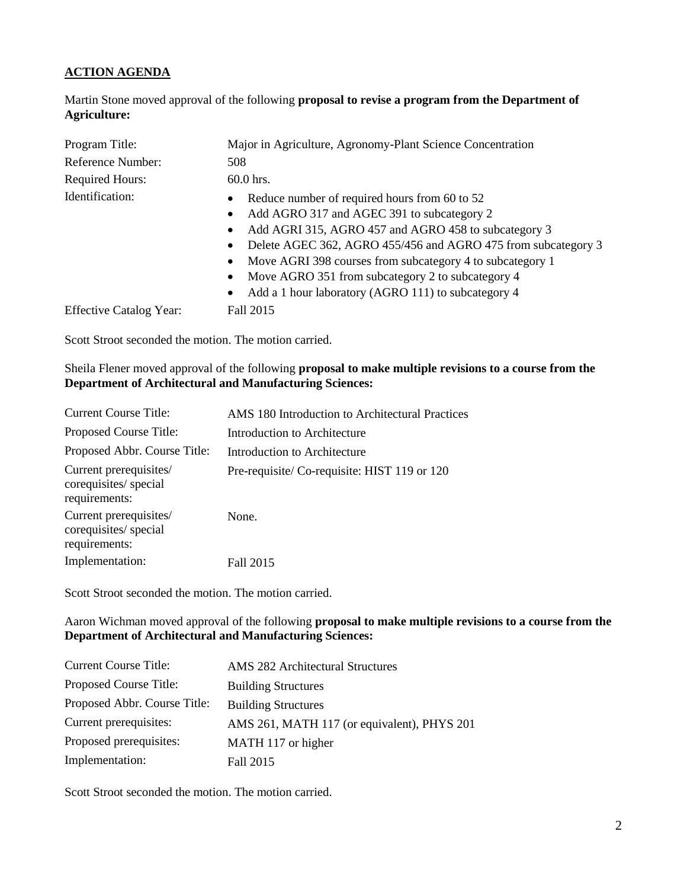## ACTION AGENDA

Martin Stone moved approval of the following **proposal to revise a program from the Department of Agriculture:**

| | |
|---|---|
| Program Title: | Major in Agriculture, Agronomy-Plant Science Concentration |
| Reference Number: | 508 |
| Required Hours: | 60.0 hrs. |
| Identification: | • Reduce number of required hours from 60 to 52<br>• Add AGRO 317 and AGEC 391 to subcategory 2<br>• Add AGRI 315, AGRO 457 and AGRO 458 to subcategory 3<br>• Delete AGEC 362, AGRO 455/456 and AGRO 475 from subcategory 3<br>• Move AGRI 398 courses from subcategory 4 to subcategory 1<br>• Move AGRO 351 from subcategory 2 to subcategory 4<br>• Add a 1 hour laboratory (AGRO 111) to subcategory 4 |
| Effective Catalog Year: | Fall 2015 |

Scott Stroot seconded the motion. The motion carried.

Sheila Flener moved approval of the following **proposal to make multiple revisions to a course from the Department of Architectural and Manufacturing Sciences:**

| | |
|---|---|
| Current Course Title: | AMS 180 Introduction to Architectural Practices |
| Proposed Course Title: | Introduction to Architecture |
| Proposed Abbr. Course Title: | Introduction to Architecture |
| Current prerequisites/ corequisites/ special requirements: | Pre-requisite/ Co-requisite: HIST 119 or 120 |
| Current prerequisites/ corequisites/ special requirements: | None. |
| Implementation: | Fall 2015 |

Scott Stroot seconded the motion. The motion carried.

Aaron Wichman moved approval of the following **proposal to make multiple revisions to a course from the Department of Architectural and Manufacturing Sciences:**

| | |
|---|---|
| Current Course Title: | AMS 282 Architectural Structures |
| Proposed Course Title: | Building Structures |
| Proposed Abbr. Course Title: | Building Structures |
| Current prerequisites: | AMS 261, MATH 117 (or equivalent), PHYS 201 |
| Proposed prerequisites: | MATH 117 or higher |
| Implementation: | Fall 2015 |

Scott Stroot seconded the motion. The motion carried.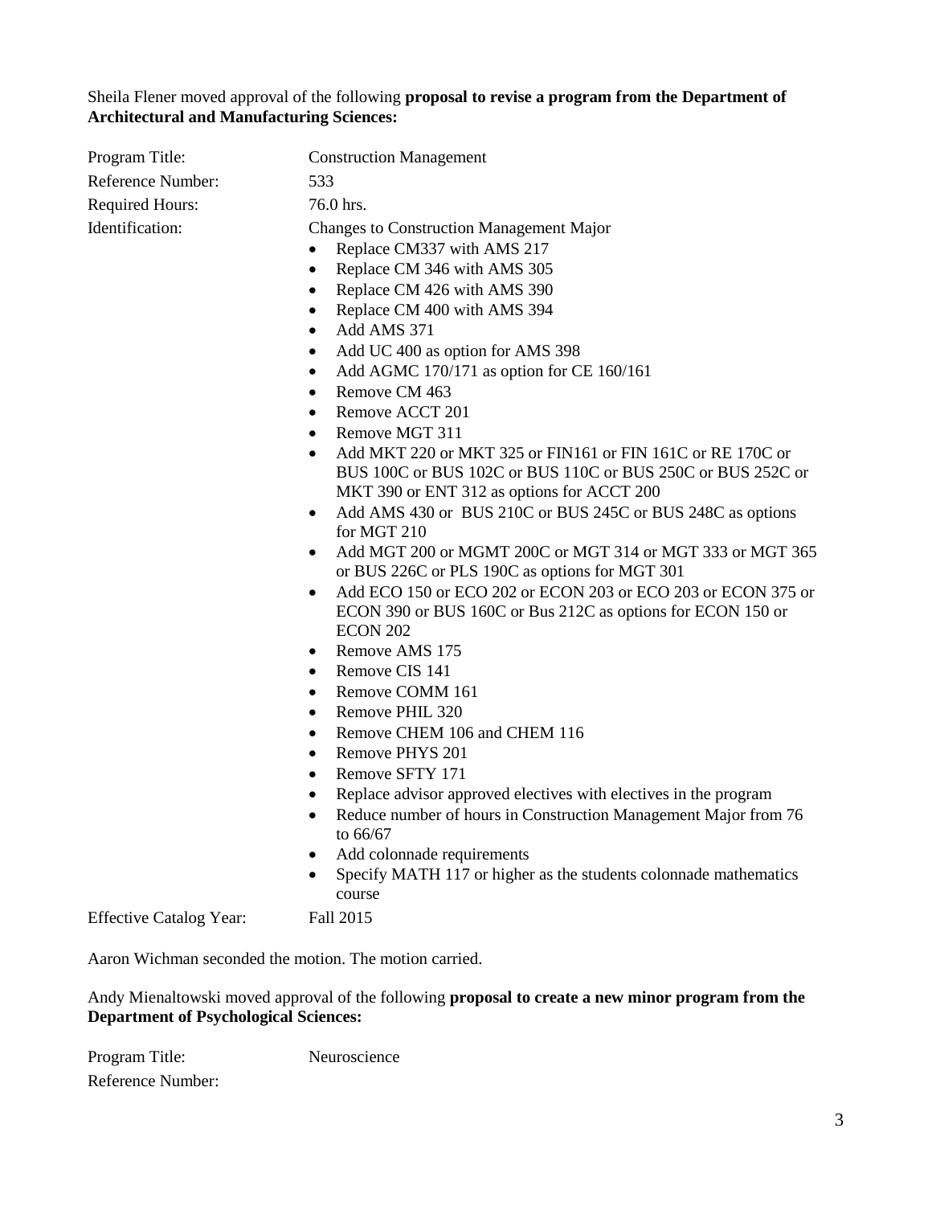Sheila Flener moved approval of the following **proposal to revise a program from the Department of Architectural and Manufacturing Sciences:**

Program Title: Construction Management

Reference Number: 533

Required Hours: 76.0 hrs.

Identification: Changes to Construction Management Major

- Replace CM337 with AMS 217
- Replace CM 346 with AMS 305
- Replace CM 426 with AMS 390
- Replace CM 400 with AMS 394
- Add AMS 371
- Add UC 400 as option for AMS 398
- Add AGMC 170/171 as option for CE 160/161
- Remove CM 463
- Remove ACCT 201
- Remove MGT 311
- Add MKT 220 or MKT 325 or FIN161 or FIN 161C or RE 170C or BUS 100C or BUS 102C or BUS 110C or BUS 250C or BUS 252C or MKT 390 or ENT 312 as options for ACCT 200
- Add AMS 430 or BUS 210C or BUS 245C or BUS 248C as options for MGT 210
- Add MGT 200 or MGMT 200C or MGT 314 or MGT 333 or MGT 365 or BUS 226C or PLS 190C as options for MGT 301
- Add ECO 150 or ECO 202 or ECON 203 or ECO 203 or ECON 375 or ECON 390 or BUS 160C or Bus 212C as options for ECON 150 or ECON 202
- Remove AMS 175
- Remove CIS 141
- Remove COMM 161
- Remove PHIL 320
- Remove CHEM 106 and CHEM 116
- Remove PHYS 201
- Remove SFTY 171
- Replace advisor approved electives with electives in the program
- Reduce number of hours in Construction Management Major from 76 to 66/67
- Add colonnade requirements
- Specify MATH 117 or higher as the students colonnade mathematics course

Effective Catalog Year: Fall 2015

Aaron Wichman seconded the motion. The motion carried.

Andy Mienaltowski moved approval of the following **proposal to create a new minor program from the Department of Psychological Sciences:**

Program Title: Neuroscience

Reference Number: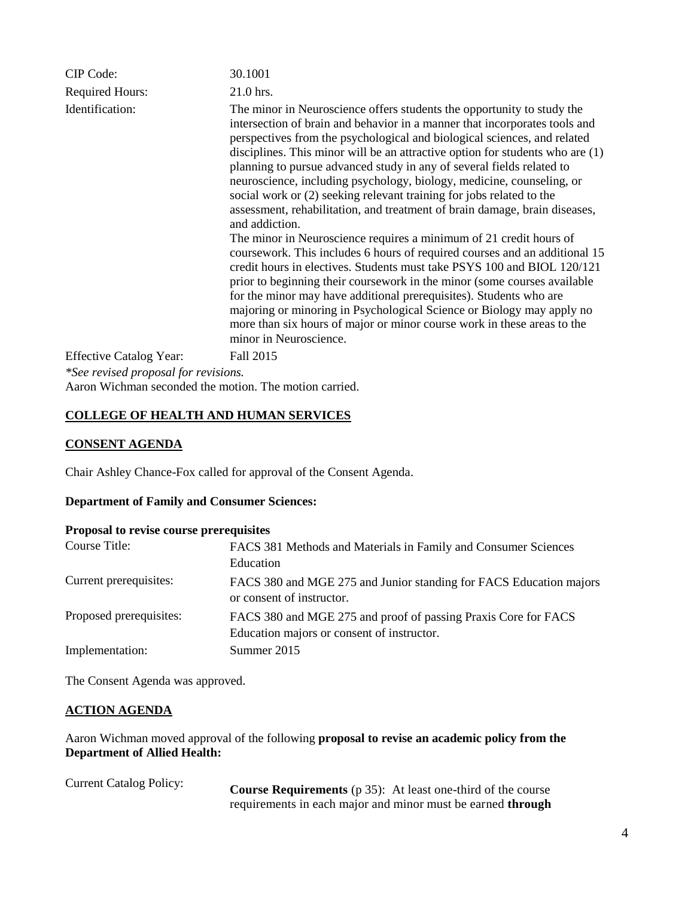| | |
|---|---|
| CIP Code: | 30.1001 |
| Required Hours: | 21.0 hrs. |
| Identification: | The minor in Neuroscience offers students the opportunity to study the intersection of brain and behavior in a manner that incorporates tools and perspectives from the psychological and biological sciences, and related disciplines. This minor will be an attractive option for students who are (1) planning to pursue advanced study in any of several fields related to neuroscience, including psychology, biology, medicine, counseling, or social work or (2) seeking relevant training for jobs related to the assessment, rehabilitation, and treatment of brain damage, brain diseases, and addiction. The minor in Neuroscience requires a minimum of 21 credit hours of coursework. This includes 6 hours of required courses and an additional 15 credit hours in electives. Students must take PSYS 100 and BIOL 120/121 prior to beginning their coursework in the minor (some courses available for the minor may have additional prerequisites). Students who are majoring or minoring in Psychological Science or Biology may apply no more than six hours of major or minor course work in these areas to the minor in Neuroscience. |
| Effective Catalog Year: | Fall 2015 |

*\*See revised proposal for revisions.*

Aaron Wichman seconded the motion. The motion carried.

## COLLEGE OF HEALTH AND HUMAN SERVICES

### CONSENT AGENDA

Chair Ashley Chance-Fox called for approval of the Consent Agenda.

**Department of Family and Consumer Sciences:**

**Proposal to revise course prerequisites**

| | |
|---|---|
| Course Title: | FACS 381 Methods and Materials in Family and Consumer Sciences Education |
| Current prerequisites: | FACS 380 and MGE 275 and Junior standing for FACS Education majors or consent of instructor. |
| Proposed prerequisites: | FACS 380 and MGE 275 and proof of passing Praxis Core for FACS Education majors or consent of instructor. |
| Implementation: | Summer 2015 |

The Consent Agenda was approved.

### ACTION AGENDA

Aaron Wichman moved approval of the following **proposal to revise an academic policy from the Department of Allied Health:**

| | |
|---|---|
| Current Catalog Policy: | **Course Requirements** (p 35): At least one-third of the course requirements in each major and minor must be earned **through** |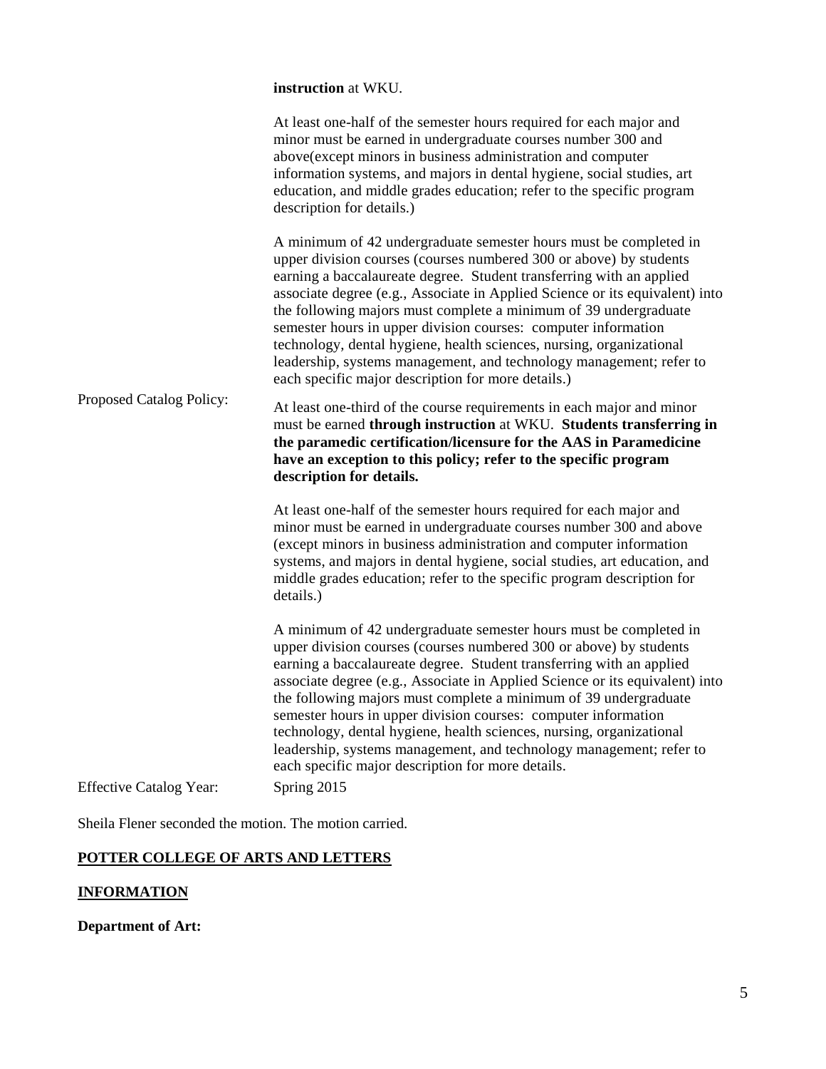**instruction** at WKU.

At least one-half of the semester hours required for each major and minor must be earned in undergraduate courses number 300 and above(except minors in business administration and computer information systems, and majors in dental hygiene, social studies, art education, and middle grades education; refer to the specific program description for details.)

A minimum of 42 undergraduate semester hours must be completed in upper division courses (courses numbered 300 or above) by students earning a baccalaureate degree. Student transferring with an applied associate degree (e.g., Associate in Applied Science or its equivalent) into the following majors must complete a minimum of 39 undergraduate semester hours in upper division courses: computer information technology, dental hygiene, health sciences, nursing, organizational leadership, systems management, and technology management; refer to each specific major description for more details.)

Proposed Catalog Policy:

At least one-third of the course requirements in each major and minor must be earned **through instruction** at WKU. **Students transferring in the paramedic certification/licensure for the AAS in Paramedicine have an exception to this policy; refer to the specific program description for details.**

At least one-half of the semester hours required for each major and minor must be earned in undergraduate courses number 300 and above (except minors in business administration and computer information systems, and majors in dental hygiene, social studies, art education, and middle grades education; refer to the specific program description for details.)

A minimum of 42 undergraduate semester hours must be completed in upper division courses (courses numbered 300 or above) by students earning a baccalaureate degree. Student transferring with an applied associate degree (e.g., Associate in Applied Science or its equivalent) into the following majors must complete a minimum of 39 undergraduate semester hours in upper division courses: computer information technology, dental hygiene, health sciences, nursing, organizational leadership, systems management, and technology management; refer to each specific major description for more details.

Effective Catalog Year: Spring 2015

Sheila Flener seconded the motion. The motion carried.

**POTTER COLLEGE OF ARTS AND LETTERS**

**INFORMATION**

**Department of Art:**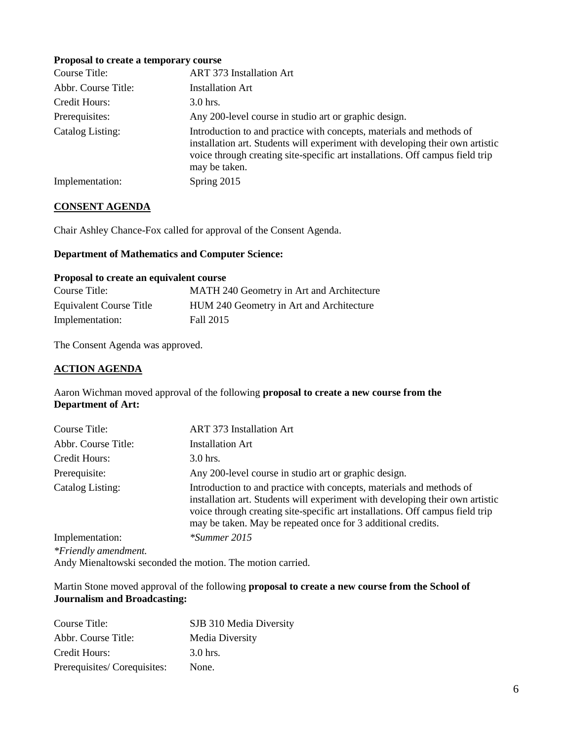**Proposal to create a temporary course**

| | |
|---|---|
| Course Title: | ART 373 Installation Art |
| Abbr. Course Title: | Installation Art |
| Credit Hours: | 3.0 hrs. |
| Prerequisites: | Any 200-level course in studio art or graphic design. |
| Catalog Listing: | Introduction to and practice with concepts, materials and methods of installation art. Students will experiment with developing their own artistic voice through creating site-specific art installations. Off campus field trip may be taken. |
| Implementation: | Spring 2015 |

## CONSENT AGENDA

Chair Ashley Chance-Fox called for approval of the Consent Agenda.

**Department of Mathematics and Computer Science:**

**Proposal to create an equivalent course**

| | |
|---|---|
| Course Title: | MATH 240 Geometry in Art and Architecture |
| Equivalent Course Title | HUM 240 Geometry in Art and Architecture |
| Implementation: | Fall 2015 |

The Consent Agenda was approved.

## ACTION AGENDA

Aaron Wichman moved approval of the following **proposal to create a new course from the Department of Art:**

| | |
|---|---|
| Course Title: | ART 373 Installation Art |
| Abbr. Course Title: | Installation Art |
| Credit Hours: | 3.0 hrs. |
| Prerequisite: | Any 200-level course in studio art or graphic design. |
| Catalog Listing: | Introduction to and practice with concepts, materials and methods of installation art. Students will experiment with developing their own artistic voice through creating site-specific art installations. Off campus field trip may be taken. May be repeated once for 3 additional credits. |
| Implementation: | *\*Summer 2015* |

*\*Friendly amendment.*

Andy Mienaltowski seconded the motion. The motion carried.

Martin Stone moved approval of the following **proposal to create a new course from the School of Journalism and Broadcasting:**

| | |
|---|---|
| Course Title: | SJB 310 Media Diversity |
| Abbr. Course Title: | Media Diversity |
| Credit Hours: | 3.0 hrs. |
| Prerequisites/ Corequisites: | None. |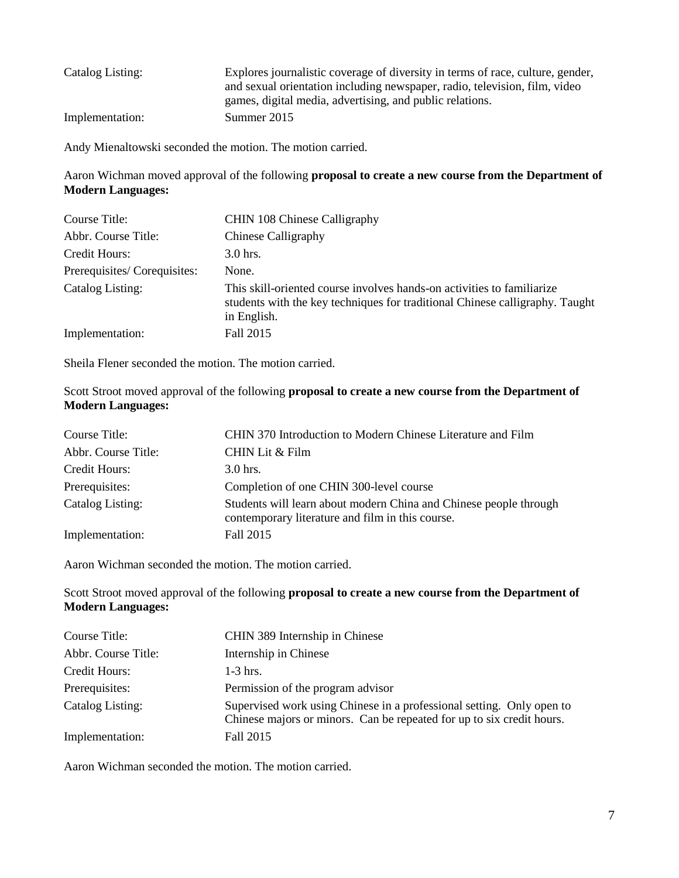| | |
|---|---|
| Catalog Listing: | Explores journalistic coverage of diversity in terms of race, culture, gender, and sexual orientation including newspaper, radio, television, film, video games, digital media, advertising, and public relations. |
| Implementation: | Summer 2015 |

Andy Mienaltowski seconded the motion. The motion carried.

Aaron Wichman moved approval of the following **proposal to create a new course from the Department of Modern Languages:**

| | |
|---|---|
| Course Title: | CHIN 108 Chinese Calligraphy |
| Abbr. Course Title: | Chinese Calligraphy |
| Credit Hours: | 3.0 hrs. |
| Prerequisites/ Corequisites: | None. |
| Catalog Listing: | This skill-oriented course involves hands-on activities to familiarize students with the key techniques for traditional Chinese calligraphy. Taught in English. |
| Implementation: | Fall 2015 |

Sheila Flener seconded the motion. The motion carried.

Scott Stroot moved approval of the following **proposal to create a new course from the Department of Modern Languages:**

| | |
|---|---|
| Course Title: | CHIN 370 Introduction to Modern Chinese Literature and Film |
| Abbr. Course Title: | CHIN Lit & Film |
| Credit Hours: | 3.0 hrs. |
| Prerequisites: | Completion of one CHIN 300-level course |
| Catalog Listing: | Students will learn about modern China and Chinese people through contemporary literature and film in this course. |
| Implementation: | Fall 2015 |

Aaron Wichman seconded the motion. The motion carried.

Scott Stroot moved approval of the following **proposal to create a new course from the Department of Modern Languages:**

| | |
|---|---|
| Course Title: | CHIN 389 Internship in Chinese |
| Abbr. Course Title: | Internship in Chinese |
| Credit Hours: | 1-3 hrs. |
| Prerequisites: | Permission of the program advisor |
| Catalog Listing: | Supervised work using Chinese in a professional setting. Only open to Chinese majors or minors. Can be repeated for up to six credit hours. |
| Implementation: | Fall 2015 |

Aaron Wichman seconded the motion. The motion carried.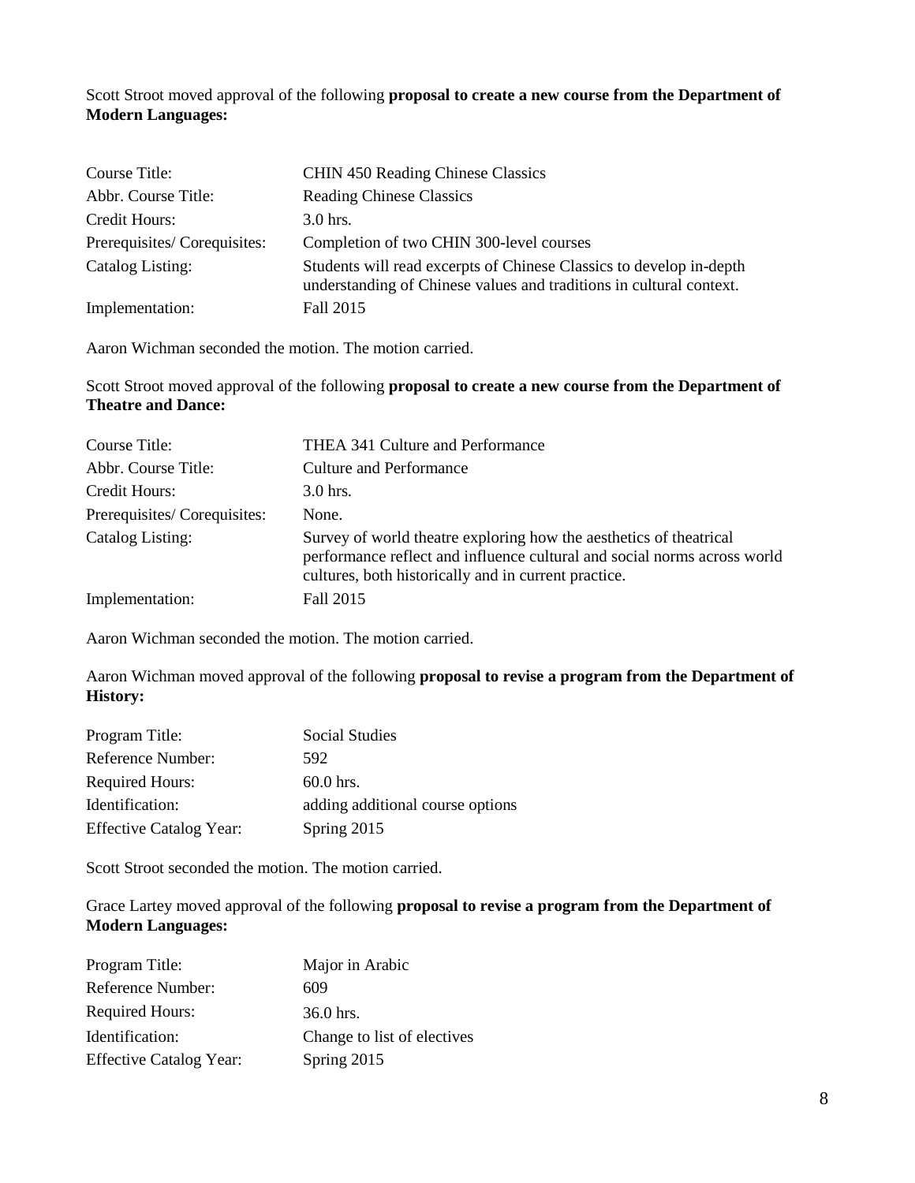Scott Stroot moved approval of the following **proposal to create a new course from the Department of Modern Languages:**

| | |
|---|---|
| Course Title: | CHIN 450 Reading Chinese Classics |
| Abbr. Course Title: | Reading Chinese Classics |
| Credit Hours: | 3.0 hrs. |
| Prerequisites/ Corequisites: | Completion of two CHIN 300-level courses |
| Catalog Listing: | Students will read excerpts of Chinese Classics to develop in-depth understanding of Chinese values and traditions in cultural context. |
| Implementation: | Fall 2015 |

Aaron Wichman seconded the motion. The motion carried.

Scott Stroot moved approval of the following **proposal to create a new course from the Department of Theatre and Dance:**

| | |
|---|---|
| Course Title: | THEA 341 Culture and Performance |
| Abbr. Course Title: | Culture and Performance |
| Credit Hours: | 3.0 hrs. |
| Prerequisites/ Corequisites: | None. |
| Catalog Listing: | Survey of world theatre exploring how the aesthetics of theatrical performance reflect and influence cultural and social norms across world cultures, both historically and in current practice. |
| Implementation: | Fall 2015 |

Aaron Wichman seconded the motion. The motion carried.

Aaron Wichman moved approval of the following **proposal to revise a program from the Department of History:**

| | |
|---|---|
| Program Title: | Social Studies |
| Reference Number: | 592 |
| Required Hours: | 60.0 hrs. |
| Identification: | adding additional course options |
| Effective Catalog Year: | Spring 2015 |

Scott Stroot seconded the motion. The motion carried.

Grace Lartey moved approval of the following **proposal to revise a program from the Department of Modern Languages:**

| | |
|---|---|
| Program Title: | Major in Arabic |
| Reference Number: | 609 |
| Required Hours: | 36.0 hrs. |
| Identification: | Change to list of electives |
| Effective Catalog Year: | Spring 2015 |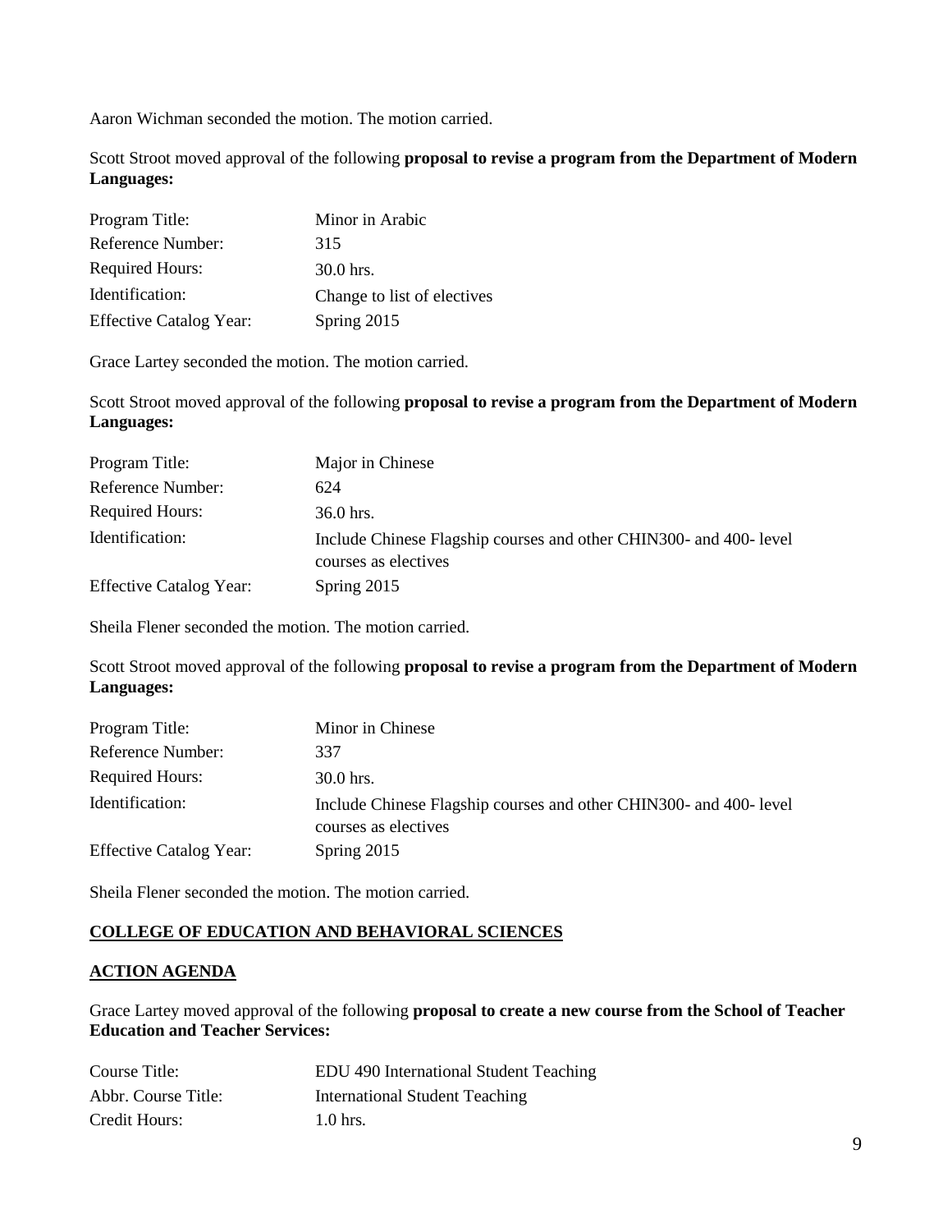Aaron Wichman seconded the motion. The motion carried.

Scott Stroot moved approval of the following **proposal to revise a program from the Department of Modern Languages:**

| | |
|---|---|
| Program Title: | Minor in Arabic |
| Reference Number: | 315 |
| Required Hours: | 30.0 hrs. |
| Identification: | Change to list of electives |
| Effective Catalog Year: | Spring 2015 |

Grace Lartey seconded the motion. The motion carried.

Scott Stroot moved approval of the following **proposal to revise a program from the Department of Modern Languages:**

| | |
|---|---|
| Program Title: | Major in Chinese |
| Reference Number: | 624 |
| Required Hours: | 36.0 hrs. |
| Identification: | Include Chinese Flagship courses and other CHIN300- and 400- level courses as electives |
| Effective Catalog Year: | Spring 2015 |

Sheila Flener seconded the motion. The motion carried.

Scott Stroot moved approval of the following **proposal to revise a program from the Department of Modern Languages:**

| | |
|---|---|
| Program Title: | Minor in Chinese |
| Reference Number: | 337 |
| Required Hours: | 30.0 hrs. |
| Identification: | Include Chinese Flagship courses and other CHIN300- and 400- level courses as electives |
| Effective Catalog Year: | Spring 2015 |

Sheila Flener seconded the motion. The motion carried.

**COLLEGE OF EDUCATION AND BEHAVIORAL SCIENCES**

**ACTION AGENDA**

Grace Lartey moved approval of the following **proposal to create a new course from the School of Teacher Education and Teacher Services:**

| | |
|---|---|
| Course Title: | EDU 490 International Student Teaching |
| Abbr. Course Title: | International Student Teaching |
| Credit Hours: | 1.0 hrs. |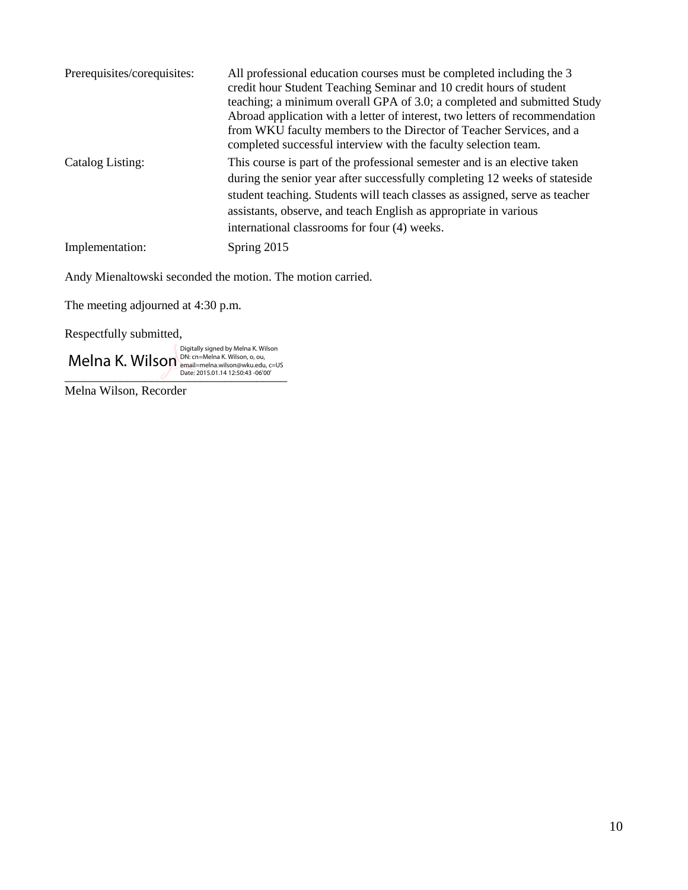| | |
|---|---|
| Prerequisites/corequisites: | All professional education courses must be completed including the 3 credit hour Student Teaching Seminar and 10 credit hours of student teaching; a minimum overall GPA of 3.0; a completed and submitted Study Abroad application with a letter of interest, two letters of recommendation from WKU faculty members to the Director of Teacher Services, and a completed successful interview with the faculty selection team. |
| Catalog Listing: | This course is part of the professional semester and is an elective taken during the senior year after successfully completing 12 weeks of stateside student teaching. Students will teach classes as assigned, serve as teacher assistants, observe, and teach English as appropriate in various international classrooms for four (4) weeks. |
| Implementation: | Spring 2015 |

Andy Mienaltowski seconded the motion. The motion carried.

The meeting adjourned at 4:30 p.m.

Respectfully submitted,

Melna K. Wilson

Digitally signed by Melna K. Wilson
DN: cn=Melna K. Wilson, o, ou, email=melna.wilson@wku.edu, c=US
Date: 2015.01.14 12:50:43 -06'00'

______________________________________

Melna Wilson, Recorder